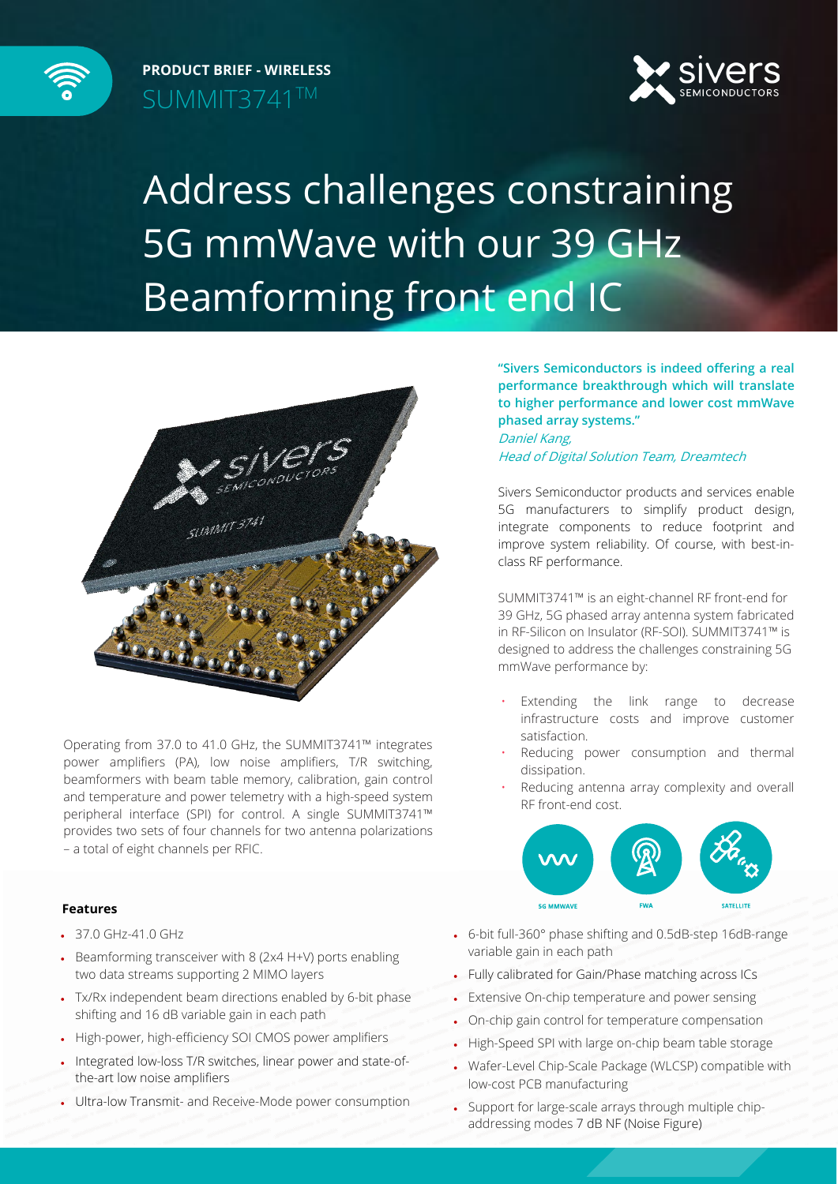**PRODUCT BRIEF - WIRELESS**

SUMMIT3741™

# Address challenges constraining 5G mmWave with our 39 GHz Beamforming front end IC

Operating from 37.0 to 41.0 GHz, the SUMMIT3741™ integrates power amplifiers (PA), low noise amplifiers, T/R switching, beamformers with beam table memory, calibration, gain control and temperature and power telemetry with a high-speed system peripheral interface (SPI) for control. A single SUMMIT3741™ provides two sets of four channels for two antenna polarizations – a total of eight channels per RFIC.

**"Sivers Semiconductors is indeed offering a real performance breakthrough which will translate to higher performance and lower cost mmWave phased array systems."**

*Daniel Kang,*
*Head of Digital Solution Team, Dreamtech*

Sivers Semiconductor products and services enable 5G manufacturers to simplify product design, integrate components to reduce footprint and improve system reliability. Of course, with best-in-class RF performance.

SUMMIT3741™ is an eight-channel RF front-end for 39 GHz, 5G phased array antenna system fabricated in RF-Silicon on Insulator (RF-SOI). SUMMIT3741™ is designed to address the challenges constraining 5G mmWave performance by:

- Extending the link range to decrease infrastructure costs and improve customer satisfaction.
- Reducing power consumption and thermal dissipation.
- Reducing antenna array complexity and overall RF front-end cost.

5G MMWAVE | FWA | SATELLITE

#### Features

- 37.0 GHz-41.0 GHz
- Beamforming transceiver with 8 (2x4 H+V) ports enabling two data streams supporting 2 MIMO layers
- Tx/Rx independent beam directions enabled by 6-bit phase shifting and 16 dB variable gain in each path
- High-power, high-efficiency SOI CMOS power amplifiers
- Integrated low-loss T/R switches, linear power and state-of-the-art low noise amplifiers
- Ultra-low Transmit- and Receive-Mode power consumption
- 6-bit full-360° phase shifting and 0.5dB-step 16dB-range variable gain in each path
- Fully calibrated for Gain/Phase matching across ICs
- Extensive On-chip temperature and power sensing
- On-chip gain control for temperature compensation
- High-Speed SPI with large on-chip beam table storage
- Wafer-Level Chip-Scale Package (WLCSP) compatible with low-cost PCB manufacturing
- Support for large-scale arrays through multiple chip-addressing modes 7 dB NF (Noise Figure)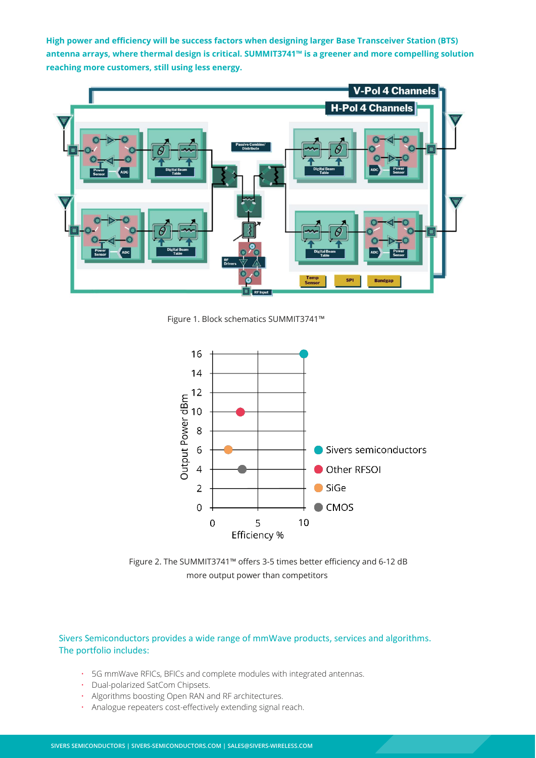**High power and efficiency will be success factors when designing larger Base Transceiver Station (BTS) antenna arrays, where thermal design is critical. SUMMIT3741™ is a greener and more compelling solution reaching more customers, still using less energy.**

V-Pol 4 Channels

H-Pol 4 Channels

Passive Combine/ Distribute

Power Sensor

ADC

Digital Beam Table

RF Drivers

RF Input

Temp Sensor

SPI

Bandgap

Figure 1. Block schematics SUMMIT3741™

Output Power dBm

16
14
12
10
8
6
4
2
0

0
5
10

Efficiency %

Sivers semiconductors

Other RFSOI

SiGe

CMOS

Figure 2. The SUMMIT3741™ offers 3-5 times better efficiency and 6-12 dB more output power than competitors

Sivers Semiconductors provides a wide range of mmWave products, services and algorithms. The portfolio includes:

- 5G mmWave RFICs, BFICs and complete modules with integrated antennas.
- Dual-polarized SatCom Chipsets.
- Algorithms boosting Open RAN and RF architectures.
- Analogue repeaters cost-effectively extending signal reach.

SIVERS SEMICONDUCTORS | SIVERS-SEMICONDUCTORS.COM | SALES@SIVERS-WIRELESS.COM